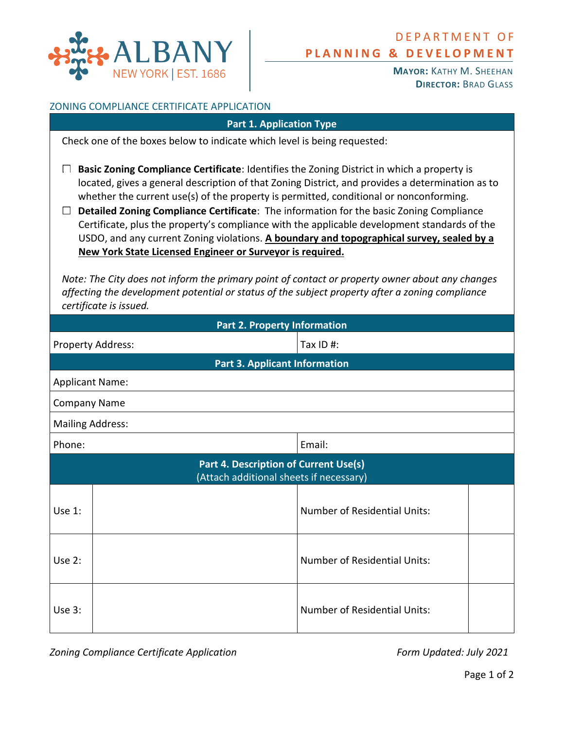ALBANY
NEW YORK | EST. 1686

DEPARTMENT OF
**PLANNING & DEVELOPMENT**

**MAYOR:** KATHY M. SHEEHAN
**DIRECTOR:** BRAD GLASS

## ZONING COMPLIANCE CERTIFICATE APPLICATION

### Part 1. Application Type

Check one of the boxes below to indicate which level is being requested:

- ☐ **Basic Zoning Compliance Certificate**: Identifies the Zoning District in which a property is located, gives a general description of that Zoning District, and provides a determination as to whether the current use(s) of the property is permitted, conditional or nonconforming.
- ☐ **Detailed Zoning Compliance Certificate**: The information for the basic Zoning Compliance Certificate, plus the property's compliance with the applicable development standards of the USDO, and any current Zoning violations. **A boundary and topographical survey, sealed by a New York State Licensed Engineer or Surveyor is required.**

*Note: The City does not inform the primary point of contact or property owner about any changes affecting the development potential or status of the subject property after a zoning compliance certificate is issued.*

### Part 2. Property Information

| Property Address: | Tax ID #: |
|---|---|

### Part 3. Applicant Information

| | |
|---|---|
| Applicant Name: | |
| Company Name | |
| Mailing Address: | |
| Phone: | Email: |

### Part 4. Description of Current Use(s)
(Attach additional sheets if necessary)

| | | | |
|---|---|---|---|
| Use 1: | | Number of Residential Units: | |
| Use 2: | | Number of Residential Units: | |
| Use 3: | | Number of Residential Units: | |

*Zoning Compliance Certificate Application* *Form Updated: July 2021*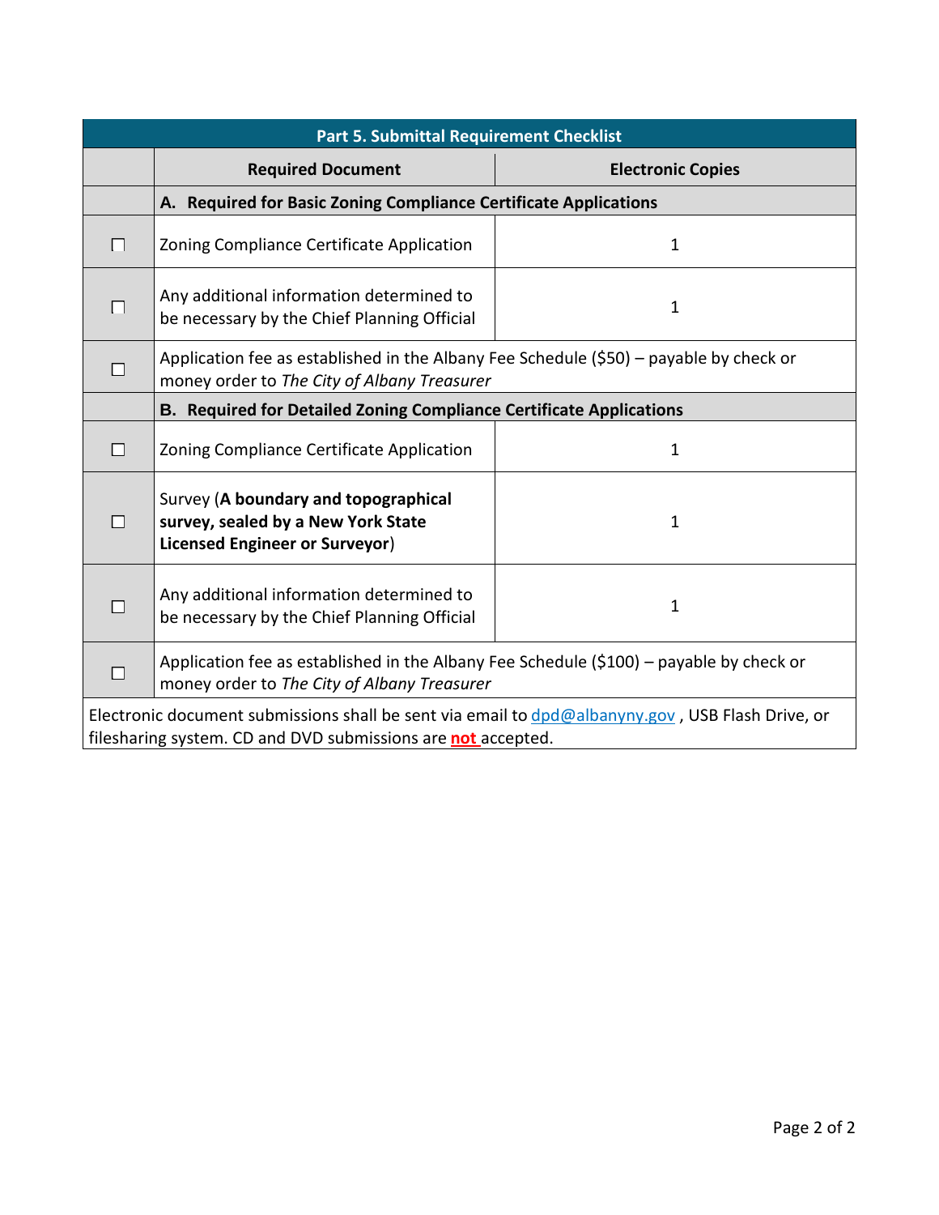| Part 5. Submittal Requirement Checklist | | |
|---|---|---|
| | **Required Document** | **Electronic Copies** |
| | **A. Required for Basic Zoning Compliance Certificate Applications** | |
| ☐ | Zoning Compliance Certificate Application | 1 |
| ☐ | Any additional information determined to be necessary by the Chief Planning Official | 1 |
| ☐ | Application fee as established in the Albany Fee Schedule ($50) – payable by check or money order to *The City of Albany Treasurer* | |
| | **B. Required for Detailed Zoning Compliance Certificate Applications** | |
| ☐ | Zoning Compliance Certificate Application | 1 |
| ☐ | Survey (**A boundary and topographical survey, sealed by a New York State Licensed Engineer or Surveyor**) | 1 |
| ☐ | Any additional information determined to be necessary by the Chief Planning Official | 1 |
| ☐ | Application fee as established in the Albany Fee Schedule ($100) – payable by check or money order to *The City of Albany Treasurer* | |
| Electronic document submissions shall be sent via email to dpd@albanyny.gov , USB Flash Drive, or filesharing system. CD and DVD submissions are **not** accepted. | | |